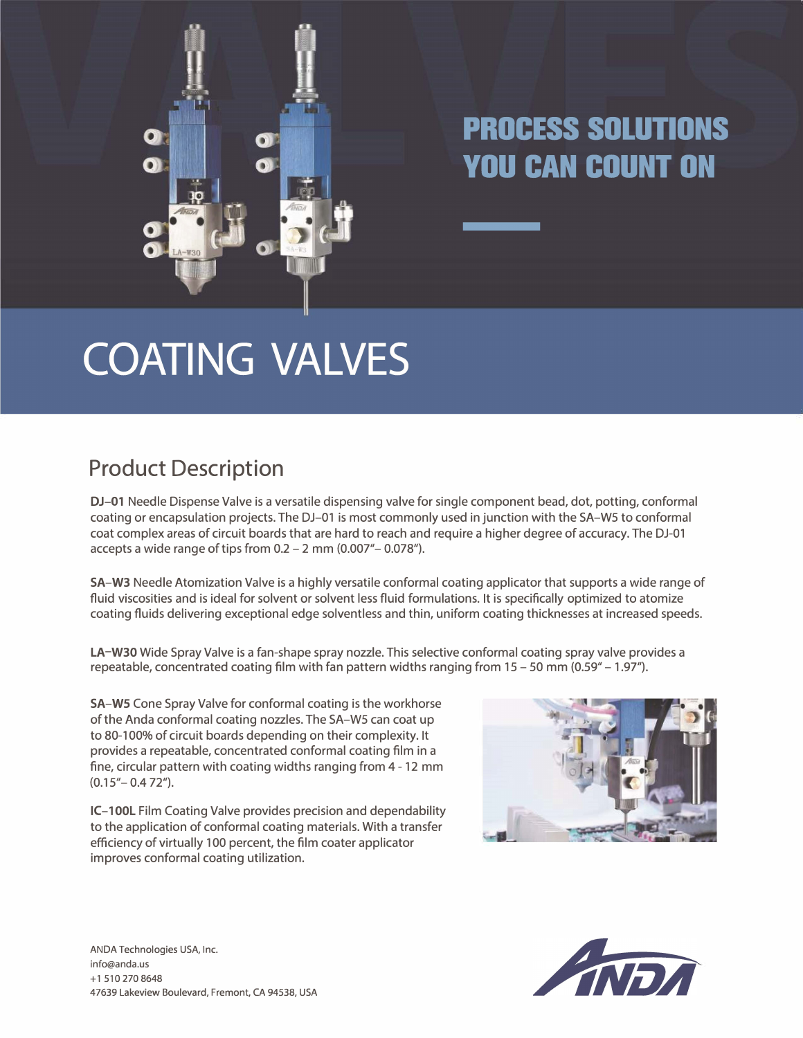# PROCESS SOLUTIONS YOU CAN COUNT ON

# COATING VALVES

## Product Description

**DJ–01** Needle Dispense Valve is a versatile dispensing valve for single component bead, dot, potting, conformal coating or encapsulation projects. The DJ–01 is most commonly used in junction with the SA–W5 to conformal coat complex areas of circuit boards that are hard to reach and require a higher degree of accuracy. The DJ-01 accepts a wide range of tips from 0.2 – 2 mm (0.007"– 0.078").

**SA–W3** Needle Atomization Valve is a highly versatile conformal coating applicator that supports a wide range of fluid viscosities and is ideal for solvent or solvent less fluid formulations. It is specifically optimized to atomize coating fluids delivering exceptional edge solventless and thin, uniform coating thicknesses at increased speeds.

**LA–W30** Wide Spray Valve is a fan-shape spray nozzle. This selective conformal coating spray valve provides a repeatable, concentrated coating film with fan pattern widths ranging from 15 – 50 mm (0.59" – 1.97").

**SA–W5** Cone Spray Valve for conformal coating is the workhorse of the Anda conformal coating nozzles. The SA–W5 can coat up to 80-100% of circuit boards depending on their complexity. It provides a repeatable, concentrated conformal coating film in a fine, circular pattern with coating widths ranging from 4 - 12 mm (0.15"– 0.4 72").

**IC–100L** Film Coating Valve provides precision and dependability to the application of conformal coating materials. With a transfer efficiency of virtually 100 percent, the film coater applicator improves conformal coating utilization.

ANDA Technologies USA, Inc.
info@anda.us
+1 510 270 8648
47639 Lakeview Boulevard, Fremont, CA 94538, USA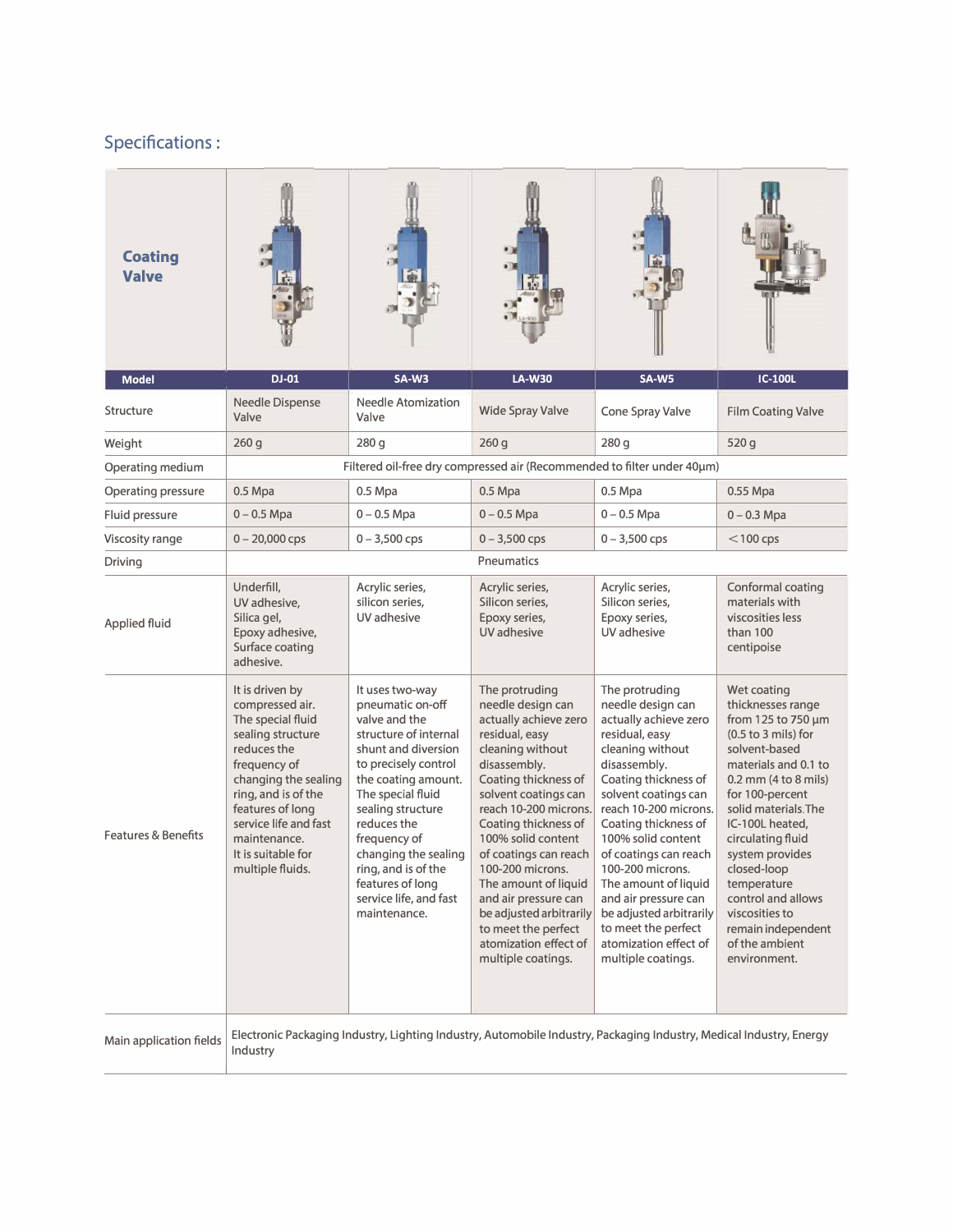## Specifications :

| Coating Valve | | | | | |
|---|---|---|---|---|---|
| **Model** | **DJ-01** | **SA-W3** | **LA-W30** | **SA-W5** | **IC-100L** |
| Structure | Needle Dispense Valve | Needle Atomization Valve | Wide Spray Valve | Cone Spray Valve | Film Coating Valve |
| Weight | 260 g | 280 g | 260 g | 280 g | 520 g |
| Operating medium | Filtered oil-free dry compressed air (Recommended to filter under 40μm) | | | | |
| Operating pressure | 0.5 Mpa | 0.5 Mpa | 0.5 Mpa | 0.5 Mpa | 0.55 Mpa |
| Fluid pressure | 0 – 0.5 Mpa | 0 – 0.5 Mpa | 0 – 0.5 Mpa | 0 – 0.5 Mpa | 0 – 0.3 Mpa |
| Viscosity range | 0 – 20,000 cps | 0 – 3,500 cps | 0 – 3,500 cps | 0 – 3,500 cps | ＜100 cps |
| Driving | Pneumatics | | | | |
| Applied fluid | Underfill, UV adhesive, Silica gel, Epoxy adhesive, Surface coating adhesive. | Acrylic series, silicon series, UV adhesive | Acrylic series, Silicon series, Epoxy series, UV adhesive | Acrylic series, Silicon series, Epoxy series, UV adhesive | Conformal coating materials with viscosities less than 100 centipoise |
| Features & Benefits | It is driven by compressed air. The special fluid sealing structure reduces the frequency of changing the sealing ring, and is of the features of long service life and fast maintenance. It is suitable for multiple fluids. | It uses two-way pneumatic on-off valve and the structure of internal shunt and diversion to precisely control the coating amount. The special fluid sealing structure reduces the frequency of changing the sealing ring, and is of the features of long service life, and fast maintenance. | The protruding needle design can actually achieve zero residual, easy cleaning without disassembly. Coating thickness of solvent coatings can reach 10-200 microns. Coating thickness of 100% solid content of coatings can reach 100-200 microns. The amount of liquid and air pressure can be adjusted arbitrarily to meet the perfect atomization effect of multiple coatings. | The protruding needle design can actually achieve zero residual, easy cleaning without disassembly. Coating thickness of solvent coatings can reach 10-200 microns. Coating thickness of 100% solid content of coatings can reach 100-200 microns. The amount of liquid and air pressure can be adjusted arbitrarily to meet the perfect atomization effect of multiple coatings. | Wet coating thicknesses range from 125 to 750 μm (0.5 to 3 mils) for solvent-based materials and 0.1 to 0.2 mm (4 to 8 mils) for 100-percent solid materials.The IC-100L heated, circulating fluid system provides closed-loop temperature control and allows viscosities to remain independent of the ambient environment. |
| Main application fields | Electronic Packaging Industry, Lighting Industry, Automobile Industry, Packaging Industry, Medical Industry, Energy Industry | | | | |